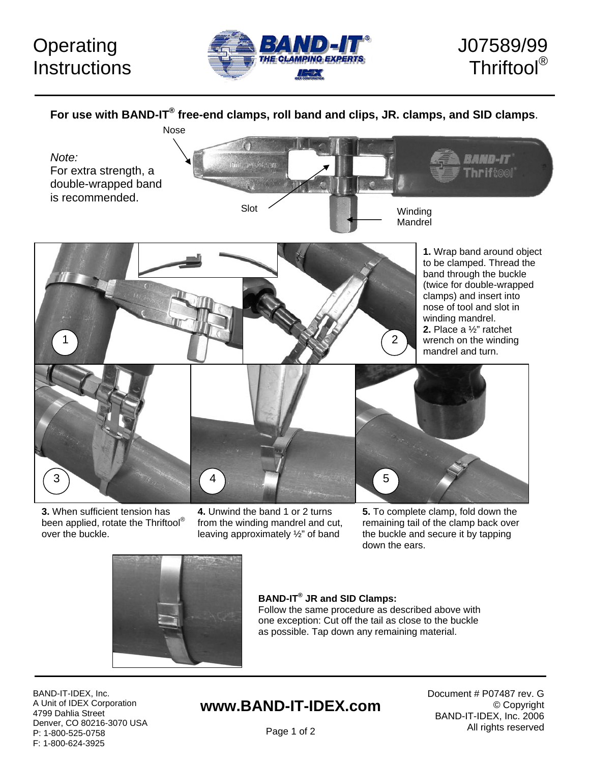# Operating Instructions

# J07589/99 Thriftool®

**For use with BAND-IT® free-end clamps, roll band and clips, JR. clamps, and SID clamps**.

Nose

*Note:*
For extra strength, a double-wrapped band is recommended.

Slot

Winding Mandrel

**1.** Wrap band around object to be clamped. Thread the band through the buckle (twice for double-wrapped clamps) and insert into nose of tool and slot in winding mandrel.

**2.** Place a ½" ratchet wrench on the winding mandrel and turn.

**3.** When sufficient tension has been applied, rotate the Thriftool® over the buckle.

**4.** Unwind the band 1 or 2 turns from the winding mandrel and cut, leaving approximately ½" of band

**5.** To complete clamp, fold down the remaining tail of the clamp back over the buckle and secure it by tapping down the ears.

**BAND-IT® JR and SID Clamps:**
Follow the same procedure as described above with one exception: Cut off the tail as close to the buckle as possible. Tap down any remaining material.

BAND-IT-IDEX, Inc.
A Unit of IDEX Corporation
4799 Dahlia Street
Denver, CO 80216-3070 USA
P: 1-800-525-0758
F: 1-800-624-3925

**www.BAND-IT-IDEX.com**

Document # P07487 rev. G
© Copyright
BAND-IT-IDEX, Inc. 2006
All rights reserved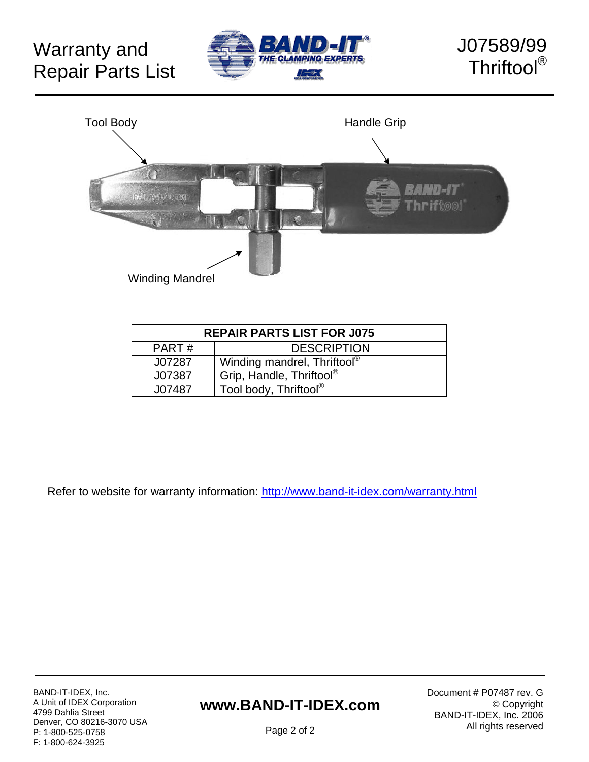# Warranty and Repair Parts List

# J07589/99 Thriftool®

Tool Body

Handle Grip

Winding Mandrel

| REPAIR PARTS LIST FOR J075 | |
|---|---|
| PART # | DESCRIPTION |
| J07287 | Winding mandrel, Thriftool® |
| J07387 | Grip, Handle, Thriftool® |
| J07487 | Tool body, Thriftool® |

---

Refer to website for warranty information: http://www.band-it-idex.com/warranty.html

BAND-IT-IDEX, Inc.
A Unit of IDEX Corporation
4799 Dahlia Street
Denver, CO 80216-3070 USA
P: 1-800-525-0758
F: 1-800-624-3925

**www.BAND-IT-IDEX.com**

Document # P07487 rev. G
© Copyright
BAND-IT-IDEX, Inc. 2006
All rights reserved